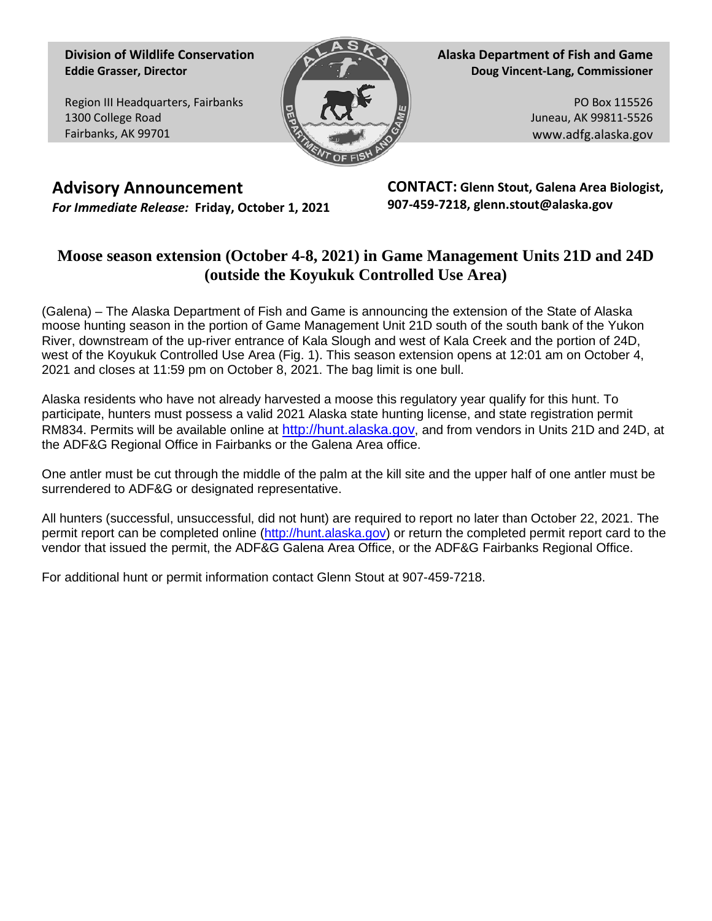**Division of Wildlife Conservation**
**Eddie Grasser, Director**

Region III Headquarters, Fairbanks
1300 College Road
Fairbanks, AK 99701

**Alaska Department of Fish and Game**
**Doug Vincent-Lang, Commissioner**

PO Box 115526
Juneau, AK 99811-5526
www.adfg.alaska.gov

## Advisory Announcement

***For Immediate Release:*** **Friday, October 1, 2021**

**CONTACT: Glenn Stout, Galena Area Biologist, 907-459-7218, glenn.stout@alaska.gov**

# Moose season extension (October 4-8, 2021) in Game Management Units 21D and 24D (outside the Koyukuk Controlled Use Area)

(Galena) – The Alaska Department of Fish and Game is announcing the extension of the State of Alaska moose hunting season in the portion of Game Management Unit 21D south of the south bank of the Yukon River, downstream of the up-river entrance of Kala Slough and west of Kala Creek and the portion of 24D, west of the Koyukuk Controlled Use Area (Fig. 1). This season extension opens at 12:01 am on October 4, 2021 and closes at 11:59 pm on October 8, 2021. The bag limit is one bull.

Alaska residents who have not already harvested a moose this regulatory year qualify for this hunt. To participate, hunters must possess a valid 2021 Alaska state hunting license, and state registration permit RM834. Permits will be available online at http://hunt.alaska.gov, and from vendors in Units 21D and 24D, at the ADF&G Regional Office in Fairbanks or the Galena Area office.

One antler must be cut through the middle of the palm at the kill site and the upper half of one antler must be surrendered to ADF&G or designated representative.

All hunters (successful, unsuccessful, did not hunt) are required to report no later than October 22, 2021. The permit report can be completed online (http://hunt.alaska.gov) or return the completed permit report card to the vendor that issued the permit, the ADF&G Galena Area Office, or the ADF&G Fairbanks Regional Office.

For additional hunt or permit information contact Glenn Stout at 907-459-7218.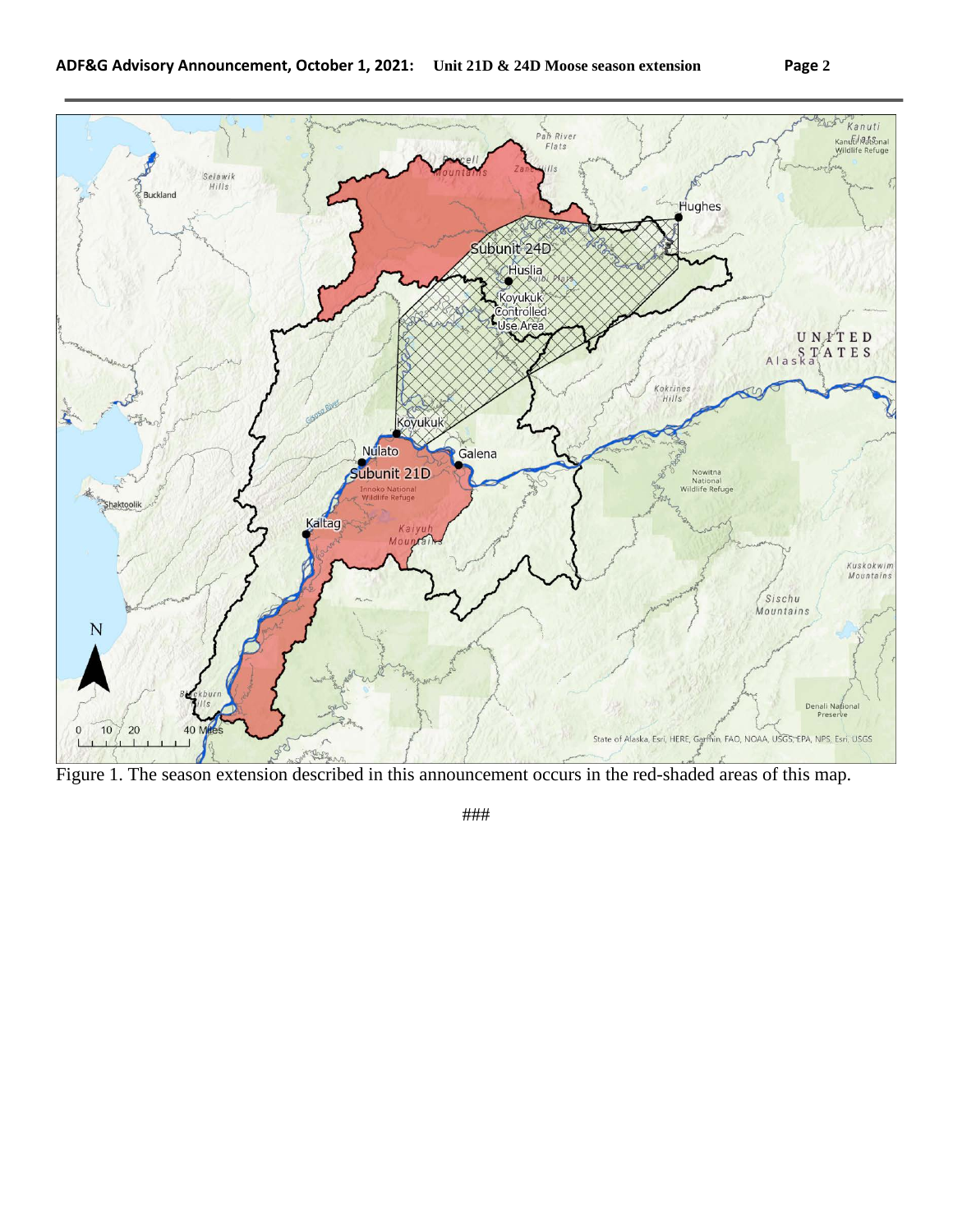Kanuti Flats

Kanuti National Wildlife Refuge

Pah River Flats

Purcell Mountains

Zane Hills

Selawik Hills

Buckland

Hughes

Subunit 24D

Huslia

Koyukuk Controlled Use Area

UNITED STATES

Alaska

Kokrines Hills

Koyukuk

Nulato

Galena

Subunit 21D

Innoko National Wildlife Refuge

Nowitna National Wildlife Refuge

Shaktoolik

Kaltag

Kaiyuh Mountains

Kuskokwim Mountains

Sischu Mountains

N

Blackburn Hills

0 10 20 40 Miles

Denali National Preserve

State of Alaska, Esri, HERE, Garmin, FAO, NOAA, USGS, EPA, NPS, Esri, USGS

Figure 1. The season extension described in this announcement occurs in the red-shaded areas of this map.

###